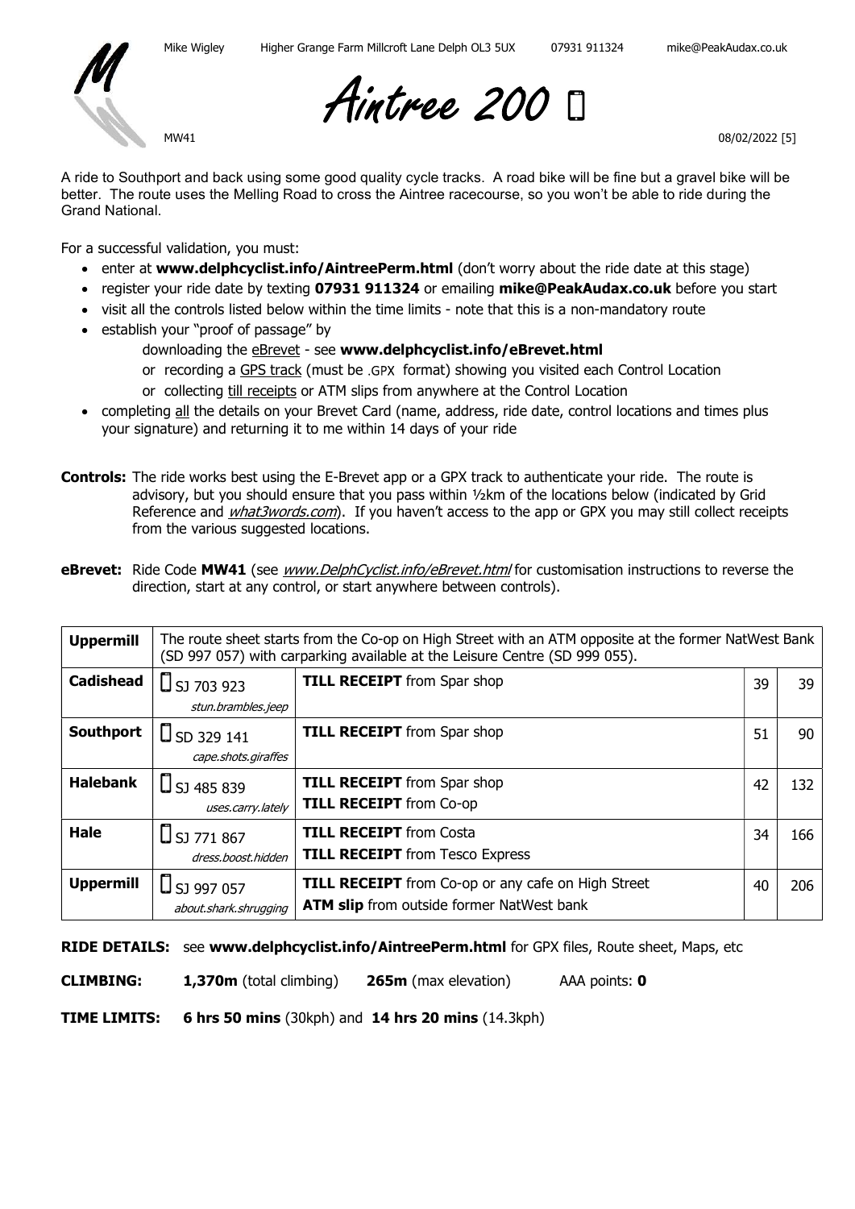Mike Wigley Higher Grange Farm Millcroft Lane Delph OL3 5UX 07931 911324 mike@PeakAudax.co.uk

# Aintree 200 

MW41 08/02/2022 [5]

A ride to Southport and back using some good quality cycle tracks. A road bike will be fine but a gravel bike will be better. The route uses the Melling Road to cross the Aintree racecourse, so you won't be able to ride during the Grand National.

For a successful validation, you must:

- enter at **www.delphcyclist.info/AintreePerm.html** (don't worry about the ride date at this stage)
- register your ride date by texting **07931 911324** or emailing **mike@PeakAudax.co.uk** before you start
- visit all the controls listed below within the time limits - note that this is a non-mandatory route
- establish your "proof of passage" by
  - downloading the eBrevet - see **www.delphcyclist.info/eBrevet.html**
  - or recording a GPS track (must be .GPX format) showing you visited each Control Location
  - or collecting till receipts or ATM slips from anywhere at the Control Location
- completing all the details on your Brevet Card (name, address, ride date, control locations and times plus your signature) and returning it to me within 14 days of your ride

**Controls:** The ride works best using the E-Brevet app or a GPX track to authenticate your ride. The route is advisory, but you should ensure that you pass within ½km of the locations below (indicated by Grid Reference and *what3words.com*). If you haven't access to the app or GPX you may still collect receipts from the various suggested locations.

**eBrevet:** Ride Code **MW41** (see *www.DelphCyclist.info/eBrevet.html* for customisation instructions to reverse the direction, start at any control, or start anywhere between controls).

| **Uppermill** | The route sheet starts from the Co-op on High Street with an ATM opposite at the former NatWest Bank (SD 997 057) with carparking available at the Leisure Centre (SD 999 055). | | | |
|---|---|---|---|---|
| **Cadishead** |  SJ 703 923 *stun.brambles.jeep* | **TILL RECEIPT** from Spar shop | 39 | 39 |
| **Southport** |  SD 329 141 *cape.shots.giraffes* | **TILL RECEIPT** from Spar shop | 51 | 90 |
| **Halebank** |  SJ 485 839 *uses.carry.lately* | **TILL RECEIPT** from Spar shop<br>**TILL RECEIPT** from Co-op | 42 | 132 |
| **Hale** |  SJ 771 867 *dress.boost.hidden* | **TILL RECEIPT** from Costa<br>**TILL RECEIPT** from Tesco Express | 34 | 166 |
| **Uppermill** |  SJ 997 057 *about.shark.shrugging* | **TILL RECEIPT** from Co-op or any cafe on High Street<br>**ATM slip** from outside former NatWest bank | 40 | 206 |

**RIDE DETAILS:** see **www.delphcyclist.info/AintreePerm.html** for GPX files, Route sheet, Maps, etc

**CLIMBING:** **1,370m** (total climbing) **265m** (max elevation) AAA points: **0**

**TIME LIMITS:** **6 hrs 50 mins** (30kph) and **14 hrs 20 mins** (14.3kph)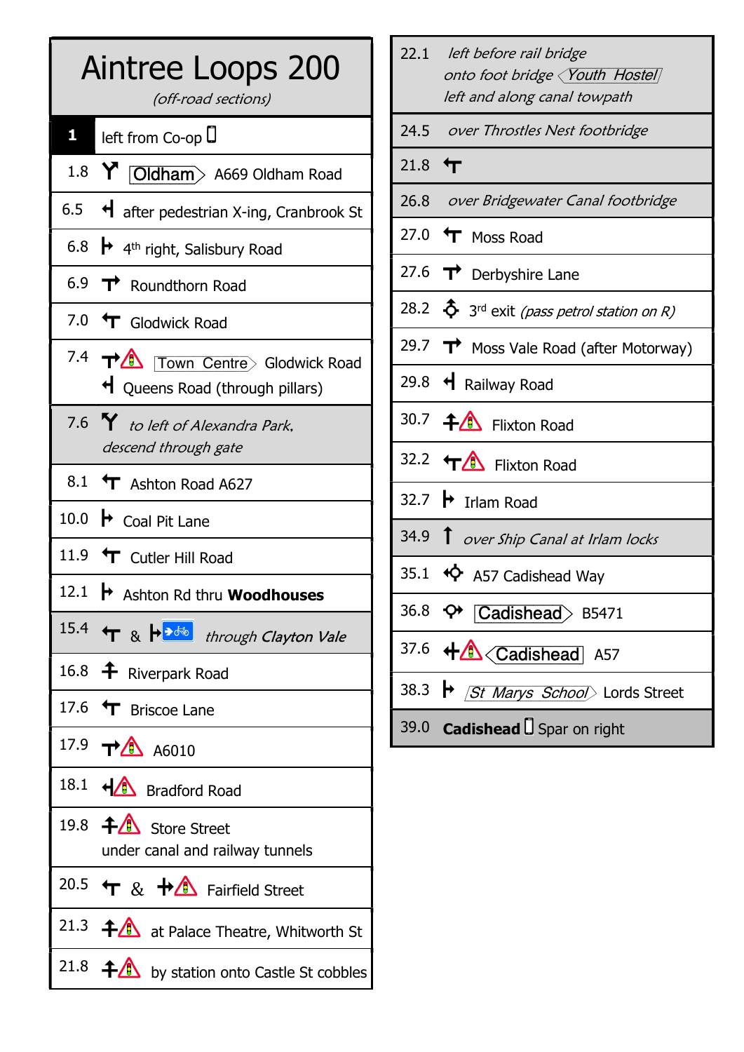# Aintree Loops 200

*(off-road sections)*

| Distance | Directions |
|---|---|
| **1** | left from Co-op |
| 1.8 | Oldham A669 Oldham Road |
| 6.5 | after pedestrian X-ing, Cranbrook St |
| 6.8 | 4th right, Salisbury Road |
| 6.9 | Roundthorn Road |
| 7.0 | Glodwick Road |
| 7.4 | Town Centre Glodwick Road<br>Queens Road (through pillars) |
| 7.6 | *to left of Alexandra Park, descend through gate* |
| 8.1 | Ashton Road A627 |
| 10.0 | Coal Pit Lane |
| 11.9 | Cutler Hill Road |
| 12.1 | Ashton Rd thru **Woodhouses** |
| 15.4 | & *through Clayton Vale* |
| 16.8 | Riverpark Road |
| 17.6 | Briscoe Lane |
| 17.9 | A6010 |
| 18.1 | Bradford Road |
| 19.8 | Store Street<br>under canal and railway tunnels |
| 20.5 | & Fairfield Street |
| 21.3 | at Palace Theatre, Whitworth St |
| 21.8 | by station onto Castle St cobbles |
| 22.1 | *left before rail bridge*<br>*onto foot bridge* *Youth Hostel*<br>*left and along canal towpath* |
| 24.5 | *over Throstles Nest footbridge* |
| 21.8 | |
| 26.8 | *over Bridgewater Canal footbridge* |
| 27.0 | Moss Road |
| 27.6 | Derbyshire Lane |
| 28.2 | 3rd exit *(pass petrol station on R)* |
| 29.7 | Moss Vale Road (after Motorway) |
| 29.8 | Railway Road |
| 30.7 | Flixton Road |
| 32.2 | Flixton Road |
| 32.7 | Irlam Road |
| 34.9 | *over Ship Canal at Irlam locks* |
| 35.1 | A57 Cadishead Way |
| 36.8 | Cadishead B5471 |
| 37.6 | Cadishead A57 |
| 38.3 | *St Marys School* Lords Street |
| 39.0 | **Cadishead** Spar on right |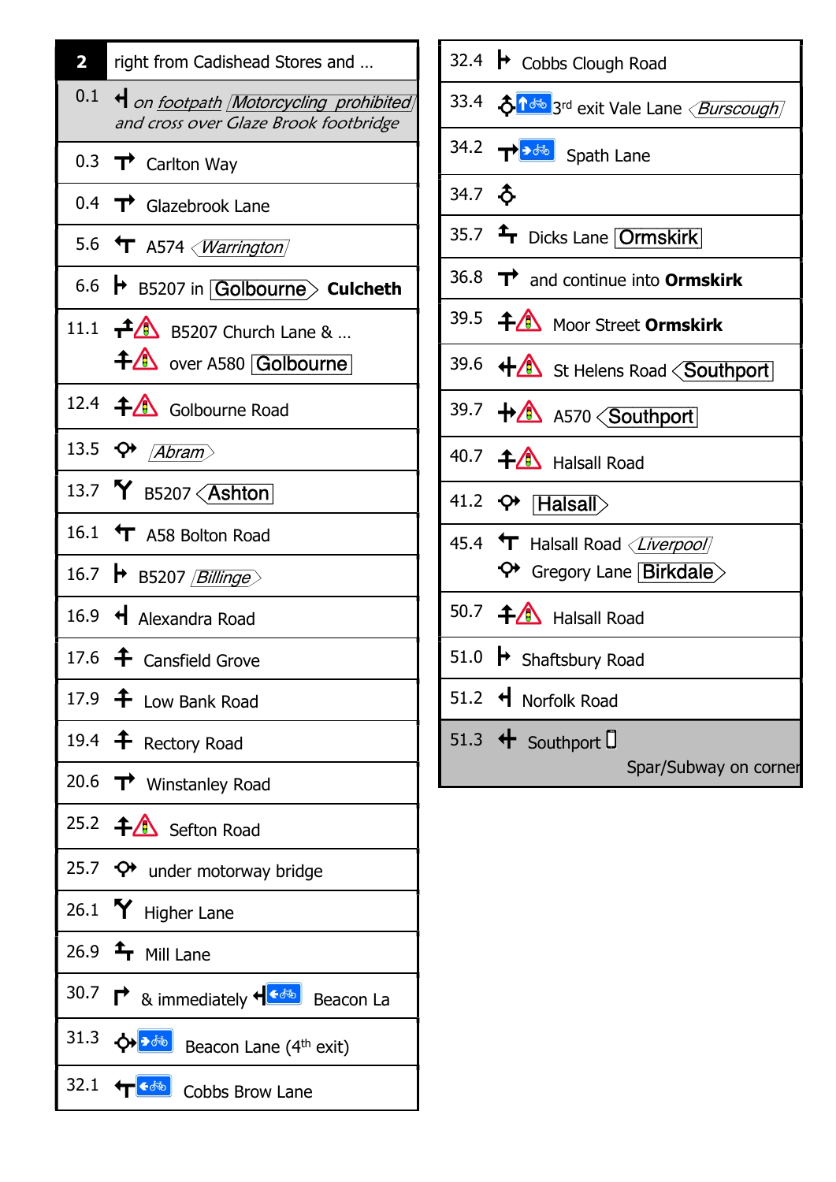| 2 | right from Cadishead Stores and … |
|---|---|
| 0.1 | *on footpath* *Motorcycling prohibited* *and cross over Glaze Brook footbridge* |
| 0.3 | Carlton Way |
| 0.4 | Glazebrook Lane |
| 5.6 | A574 *Warrington* |
| 6.6 | B5207 in Golbourne **Culcheth** |
| 11.1 | B5207 Church Lane & … over A580 Golbourne |
| 12.4 | Golbourne Road |
| 13.5 | *Abram* |
| 13.7 | B5207 Ashton |
| 16.1 | A58 Bolton Road |
| 16.7 | B5207 *Billinge* |
| 16.9 | Alexandra Road |
| 17.6 | Cansfield Grove |
| 17.9 | Low Bank Road |
| 19.4 | Rectory Road |
| 20.6 | Winstanley Road |
| 25.2 | Sefton Road |
| 25.7 | under motorway bridge |
| 26.1 | Higher Lane |
| 26.9 | Mill Lane |
| 30.7 | & immediately Beacon La |
| 31.3 | Beacon Lane (4th exit) |
| 32.1 | Cobbs Brow Lane |
| 32.4 | Cobbs Clough Road |
| 33.4 | 3rd exit Vale Lane *Burscough* |
| 34.2 | Spath Lane |
| 34.7 | |
| 35.7 | Dicks Lane Ormskirk |
| 36.8 | and continue into **Ormskirk** |
| 39.5 | Moor Street **Ormskirk** |
| 39.6 | St Helens Road Southport |
| 39.7 | A570 Southport |
| 40.7 | Halsall Road |
| 41.2 | Halsall |
| 45.4 | Halsall Road *Liverpool* Gregory Lane Birkdale |
| 50.7 | Halsall Road |
| 51.0 | Shaftsbury Road |
| 51.2 | Norfolk Road |
| 51.3 | Southport Spar/Subway on corner |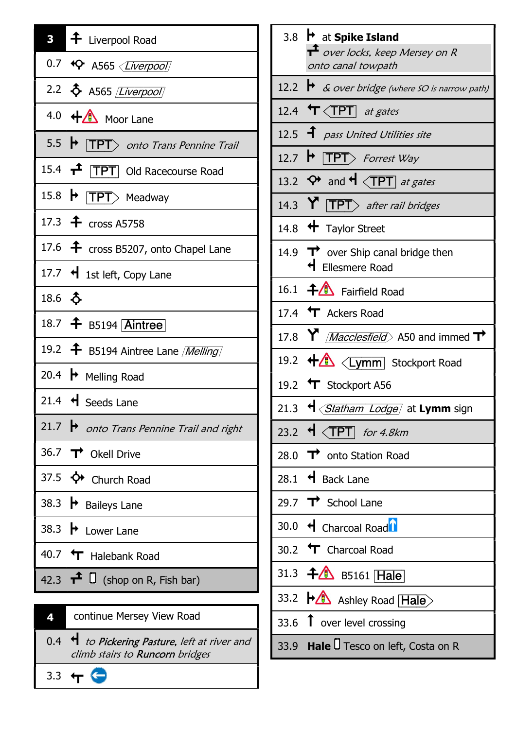| 3 | Liverpool Road |
|---|---|
| 0.7 | A565 *Liverpool* |
| 2.2 | A565 *Liverpool* |
| 4.0 | Moor Lane |
| 5.5 | TPT *onto Trans Pennine Trail* |
| 15.4 | TPT Old Racecourse Road |
| 15.8 | TPT Meadway |
| 17.3 | cross A5758 |
| 17.6 | cross B5207, onto Chapel Lane |
| 17.7 | 1st left, Copy Lane |
| 18.6 | |
| 18.7 | B5194 Aintree |
| 19.2 | B5194 Aintree Lane *Melling* |
| 20.4 | Melling Road |
| 21.4 | Seeds Lane |
| 21.7 | *onto Trans Pennine Trail and right* |
| 36.7 | Okell Drive |
| 37.5 | Church Road |
| 38.3 | Baileys Lane |
| 38.3 | Lower Lane |
| 40.7 | Halebank Road |
| 42.3 | (shop on R, Fish bar) |

| 4 | continue Mersey View Road |
|---|---|
| 0.4 | *to **Pickering Pasture**, left at river and climb stairs to **Runcorn** bridges* |
| 3.3 | |

| | |
|---|---|
| 3.8 | at **Spike Island** *over locks, keep Mersey on R onto canal towpath* |
| 12.2 | *& over bridge (where SO is narrow path)* |
| 12.4 | TPT *at gates* |
| 12.5 | *pass United Utilities site* |
| 12.7 | TPT *Forrest Way* |
| 13.2 | and TPT *at gates* |
| 14.3 | TPT *after rail bridges* |
| 14.8 | Taylor Street |
| 14.9 | over Ship canal bridge then Ellesmere Road |
| 16.1 | Fairfield Road |
| 17.4 | Ackers Road |
| 17.8 | *Macclesfield* A50 and immed |
| 19.2 | Lymm Stockport Road |
| 19.2 | Stockport A56 |
| 21.3 | *Statham Lodge* at **Lymm** sign |
| 23.2 | TPT *for 4.8km* |
| 28.0 | onto Station Road |
| 28.1 | Back Lane |
| 29.7 | School Lane |
| 30.0 | Charcoal Road |
| 30.2 | Charcoal Road |
| 31.3 | B5161 Hale |
| 33.2 | Ashley Road Hale |
| 33.6 | over level crossing |
| 33.9 | **Hale** Tesco on left, Costa on R |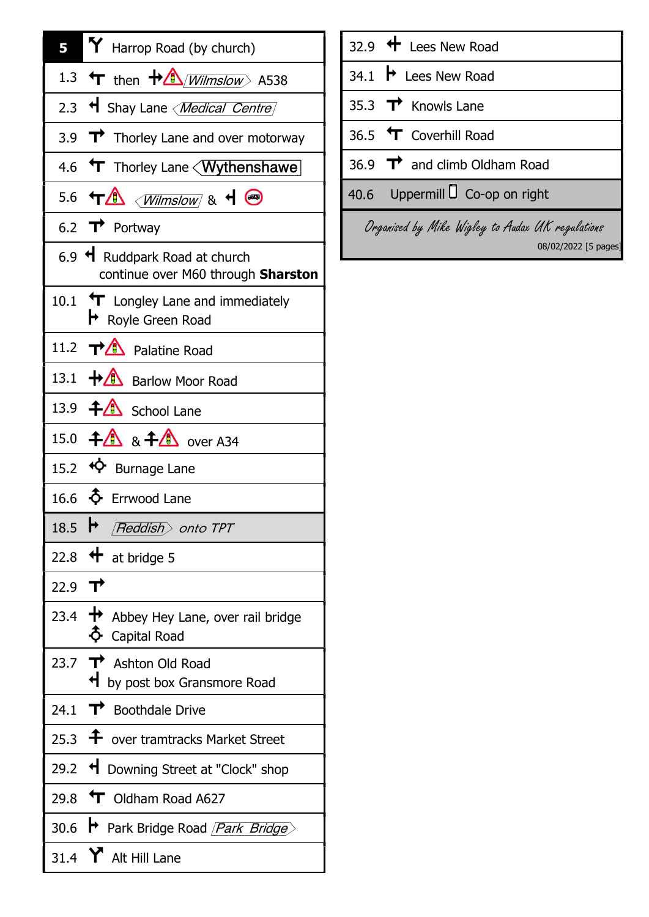| | |
|---|---|
| **5** | Harrop Road (by church) |
| 1.3 | then Wilmslow A538 |
| 2.3 | Shay Lane Medical Centre |
| 3.9 | Thorley Lane and over motorway |
| 4.6 | Thorley Lane Wythenshawe |
| 5.6 | Wilmslow & |
| 6.2 | Portway |
| 6.9 | Ruddpark Road at church continue over M60 through **Sharston** |
| 10.1 | Longley Lane and immediately Royle Green Road |
| 11.2 | Palatine Road |
| 13.1 | Barlow Moor Road |
| 13.9 | School Lane |
| 15.0 | & over A34 |
| 15.2 | Burnage Lane |
| 16.6 | Errwood Lane |
| 18.5 | *Reddish onto TPT* |
| 22.8 | at bridge 5 |
| 22.9 | |
| 23.4 | Abbey Hey Lane, over rail bridge Capital Road |
| 23.7 | Ashton Old Road by post box Gransmore Road |
| 24.1 | Boothdale Drive |
| 25.3 | over tramtracks Market Street |
| 29.2 | Downing Street at "Clock" shop |
| 29.8 | Oldham Road A627 |
| 30.6 | Park Bridge Road Park Bridge |
| 31.4 | Alt Hill Lane |
| 32.9 | Lees New Road |
| 34.1 | Lees New Road |
| 35.3 | Knowls Lane |
| 36.5 | Coverhill Road |
| 36.9 | and climb Oldham Road |
| 40.6 | Uppermill Co-op on right |

*Organised by Mike Wigley to Audax UK regulations*

08/02/2022 [5 pages]